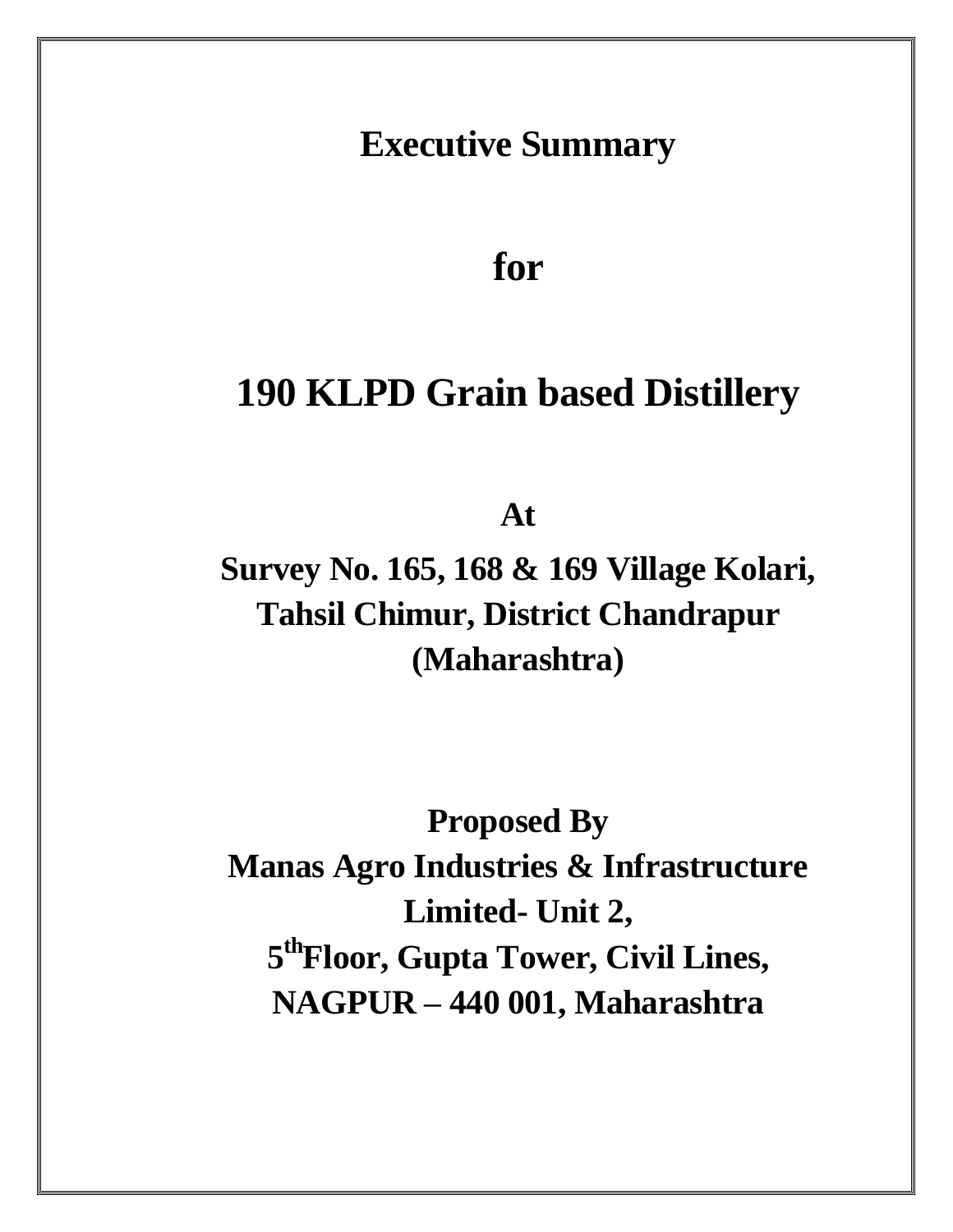# Executive Summary

# for

# 190 KLPD Grain based Distillery

**At**

**Survey No. 165, 168 & 169 Village Kolari, Tahsil Chimur, District Chandrapur (Maharashtra)**

**Proposed By**

**Manas Agro Industries & Infrastructure Limited- Unit 2,**

**5th Floor, Gupta Tower, Civil Lines,**

**NAGPUR – 440 001, Maharashtra**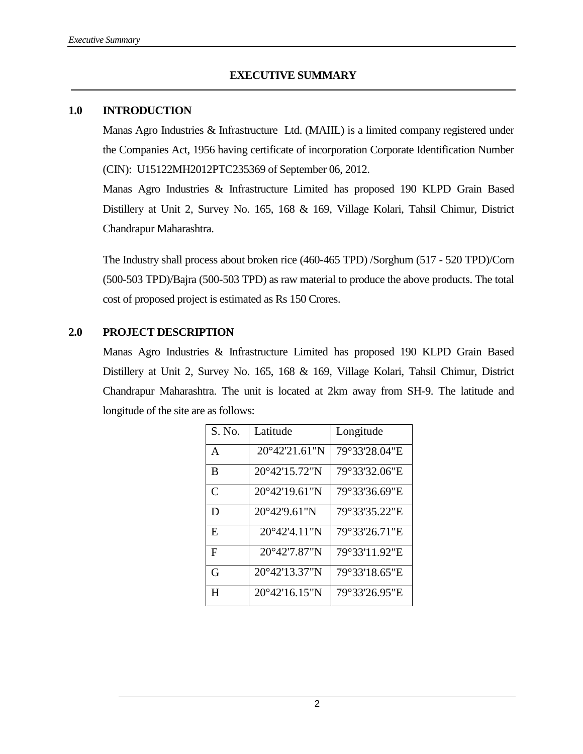# EXECUTIVE SUMMARY

## 1.0 INTRODUCTION

Manas Agro Industries & Infrastructure Ltd. (MAIIL) is a limited company registered under the Companies Act, 1956 having certificate of incorporation Corporate Identification Number (CIN): U15122MH2012PTC235369 of September 06, 2012.

Manas Agro Industries & Infrastructure Limited has proposed 190 KLPD Grain Based Distillery at Unit 2, Survey No. 165, 168 & 169, Village Kolari, Tahsil Chimur, District Chandrapur Maharashtra.

The Industry shall process about broken rice (460-465 TPD) /Sorghum (517 - 520 TPD)/Corn (500-503 TPD)/Bajra (500-503 TPD) as raw material to produce the above products. The total cost of proposed project is estimated as Rs 150 Crores.

## 2.0 PROJECT DESCRIPTION

Manas Agro Industries & Infrastructure Limited has proposed 190 KLPD Grain Based Distillery at Unit 2, Survey No. 165, 168 & 169, Village Kolari, Tahsil Chimur, District Chandrapur Maharashtra. The unit is located at 2km away from SH-9. The latitude and longitude of the site are as follows:

| S. No. | Latitude | Longitude |
|---|---|---|
| A | 20°42'21.61"N | 79°33'28.04"E |
| B | 20°42'15.72"N | 79°33'32.06"E |
| C | 20°42'19.61"N | 79°33'36.69"E |
| D | 20°42'9.61"N | 79°33'35.22"E |
| E | 20°42'4.11"N | 79°33'26.71"E |
| F | 20°42'7.87"N | 79°33'11.92"E |
| G | 20°42'13.37"N | 79°33'18.65"E |
| H | 20°42'16.15"N | 79°33'26.95"E |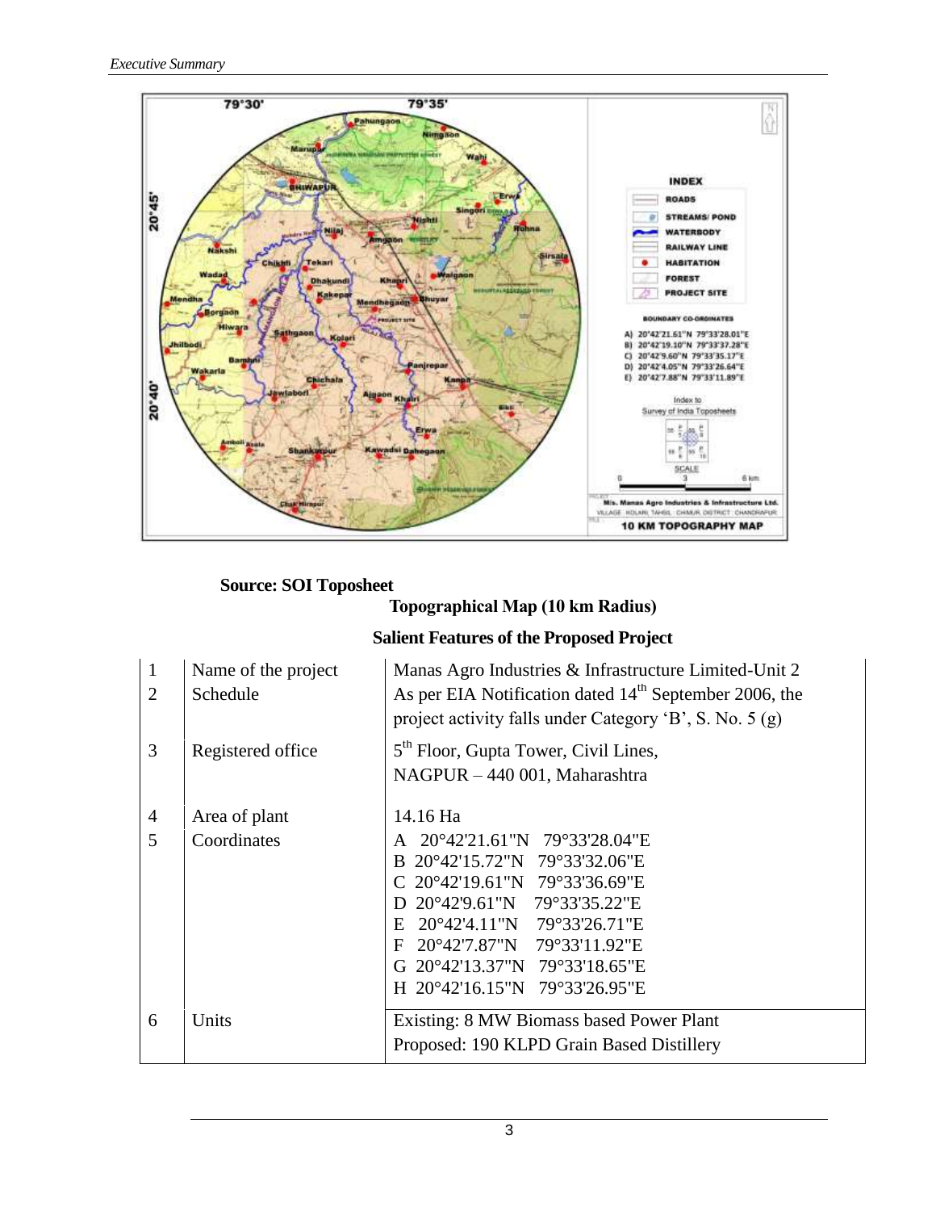**Source: SOI Toposheet**

**Topographical Map (10 km Radius)**

**Salient Features of the Proposed Project**

| | | |
|---|---|---|
| 1 | Name of the project | Manas Agro Industries & Infrastructure Limited-Unit 2 |
| 2 | Schedule | As per EIA Notification dated 14th September 2006, the project activity falls under Category 'B', S. No. 5 (g) |
| 3 | Registered office | 5th Floor, Gupta Tower, Civil Lines, NAGPUR – 440 001, Maharashtra |
| 4 | Area of plant | 14.16 Ha |
| 5 | Coordinates | A 20°42'21.61"N 79°33'28.04"E<br>B 20°42'15.72"N 79°33'32.06"E<br>C 20°42'19.61"N 79°33'36.69"E<br>D 20°42'9.61"N 79°33'35.22"E<br>E 20°42'4.11"N 79°33'26.71"E<br>F 20°42'7.87"N 79°33'11.92"E<br>G 20°42'13.37"N 79°33'18.65"E<br>H 20°42'16.15"N 79°33'26.95"E |
| 6 | Units | Existing: 8 MW Biomass based Power Plant<br>Proposed: 190 KLPD Grain Based Distillery |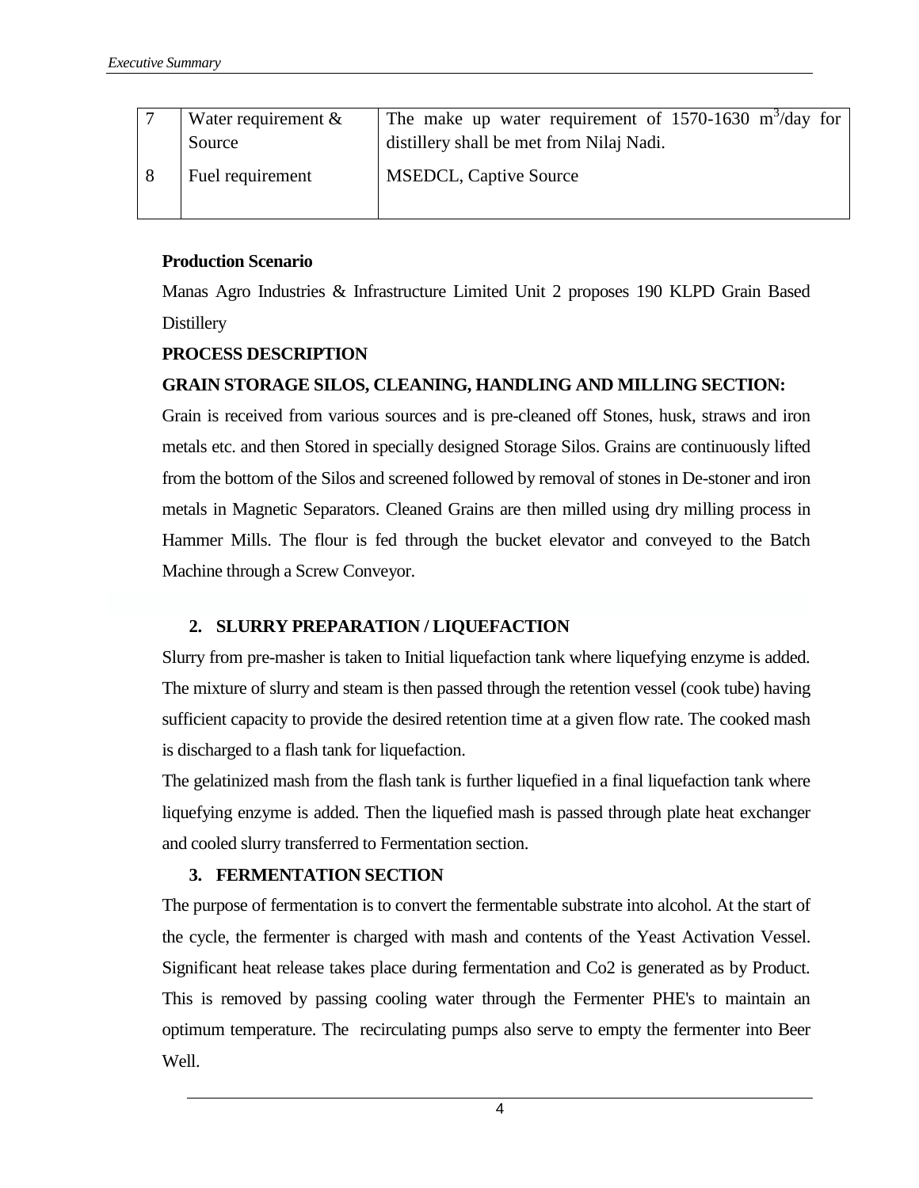| 7 | Water requirement & Source | The make up water requirement of 1570-1630 $m^3$/day for distillery shall be met from Nilaj Nadi. |
|---|---|---|
| 8 | Fuel requirement | MSEDCL, Captive Source |

**Production Scenario**

Manas Agro Industries & Infrastructure Limited Unit 2 proposes 190 KLPD Grain Based Distillery

**PROCESS DESCRIPTION**

**GRAIN STORAGE SILOS, CLEANING, HANDLING AND MILLING SECTION:**

Grain is received from various sources and is pre-cleaned off Stones, husk, straws and iron metals etc. and then Stored in specially designed Storage Silos. Grains are continuously lifted from the bottom of the Silos and screened followed by removal of stones in De-stoner and iron metals in Magnetic Separators. Cleaned Grains are then milled using dry milling process in Hammer Mills. The flour is fed through the bucket elevator and conveyed to the Batch Machine through a Screw Conveyor.

**2. SLURRY PREPARATION / LIQUEFACTION**

Slurry from pre-masher is taken to Initial liquefaction tank where liquefying enzyme is added. The mixture of slurry and steam is then passed through the retention vessel (cook tube) having sufficient capacity to provide the desired retention time at a given flow rate. The cooked mash is discharged to a flash tank for liquefaction.

The gelatinized mash from the flash tank is further liquefied in a final liquefaction tank where liquefying enzyme is added. Then the liquefied mash is passed through plate heat exchanger and cooled slurry transferred to Fermentation section.

**3. FERMENTATION SECTION**

The purpose of fermentation is to convert the fermentable substrate into alcohol. At the start of the cycle, the fermenter is charged with mash and contents of the Yeast Activation Vessel. Significant heat release takes place during fermentation and Co2 is generated as by Product. This is removed by passing cooling water through the Fermenter PHE's to maintain an optimum temperature. The recirculating pumps also serve to empty the fermenter into Beer Well.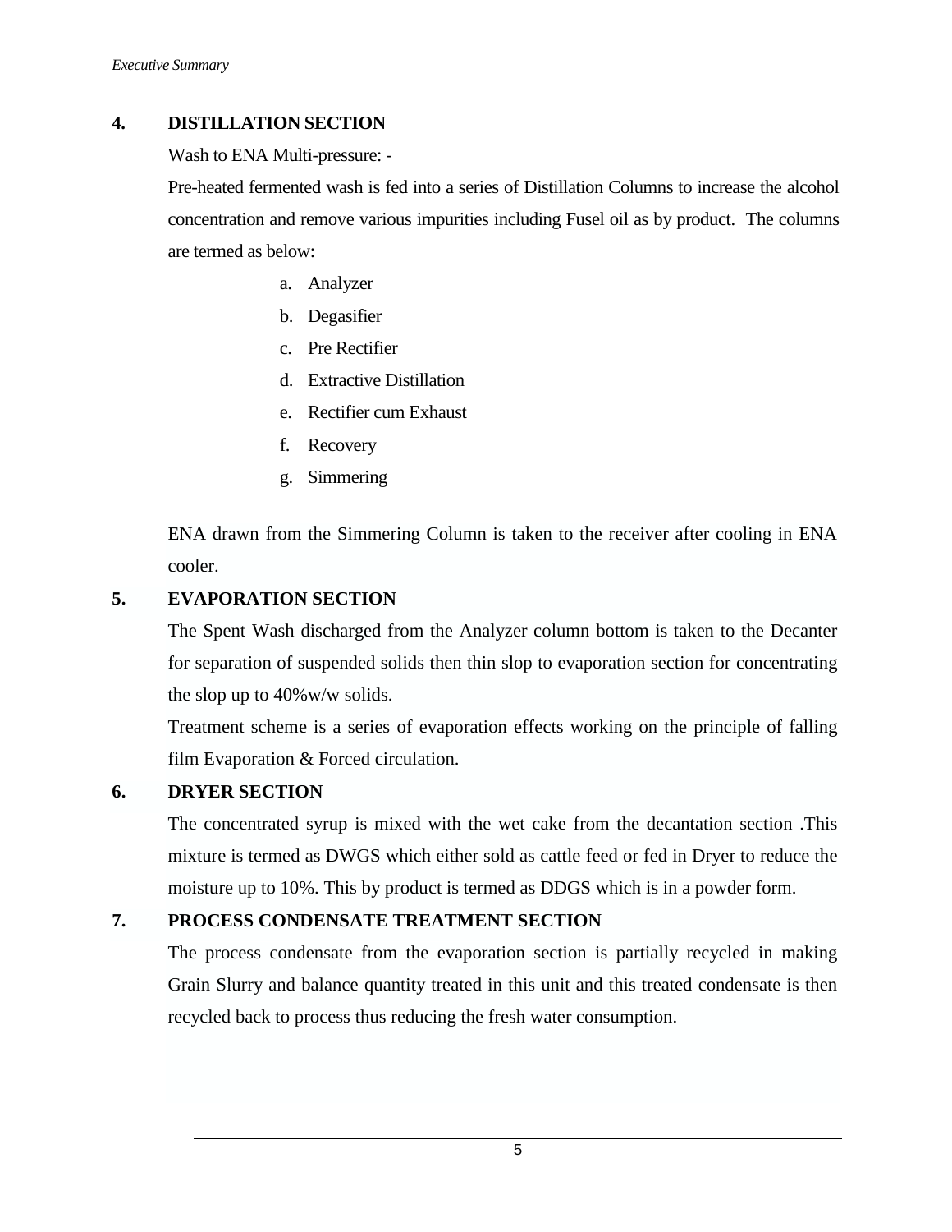## 4. DISTILLATION SECTION

Wash to ENA Multi-pressure: -

Pre-heated fermented wash is fed into a series of Distillation Columns to increase the alcohol concentration and remove various impurities including Fusel oil as by product. The columns are termed as below:

a. Analyzer
b. Degasifier
c. Pre Rectifier
d. Extractive Distillation
e. Rectifier cum Exhaust
f. Recovery
g. Simmering

ENA drawn from the Simmering Column is taken to the receiver after cooling in ENA cooler.

## 5. EVAPORATION SECTION

The Spent Wash discharged from the Analyzer column bottom is taken to the Decanter for separation of suspended solids then thin slop to evaporation section for concentrating the slop up to 40%w/w solids.

Treatment scheme is a series of evaporation effects working on the principle of falling film Evaporation & Forced circulation.

## 6. DRYER SECTION

The concentrated syrup is mixed with the wet cake from the decantation section .This mixture is termed as DWGS which either sold as cattle feed or fed in Dryer to reduce the moisture up to 10%. This by product is termed as DDGS which is in a powder form.

## 7. PROCESS CONDENSATE TREATMENT SECTION

The process condensate from the evaporation section is partially recycled in making Grain Slurry and balance quantity treated in this unit and this treated condensate is then recycled back to process thus reducing the fresh water consumption.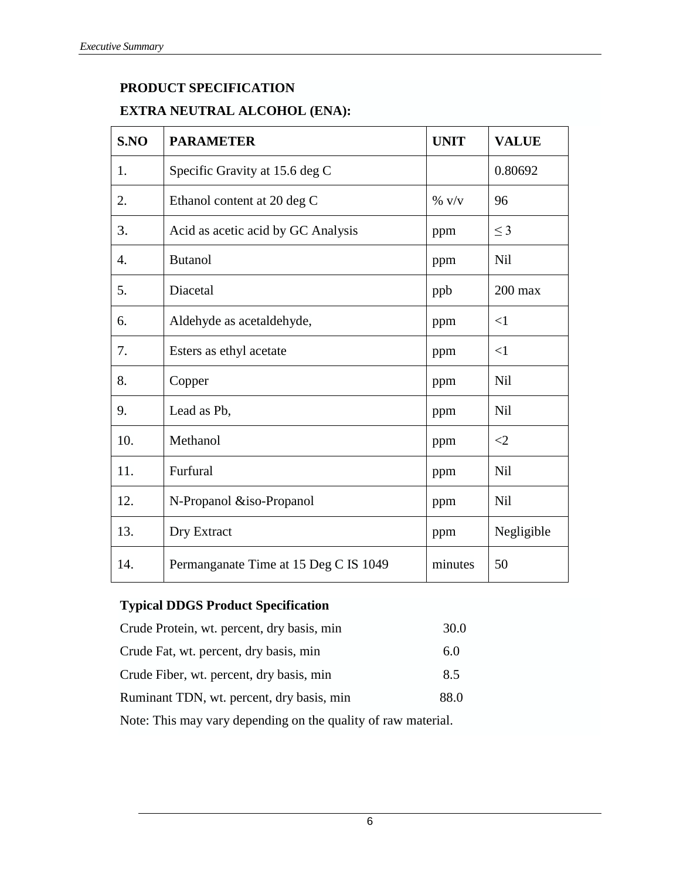## PRODUCT SPECIFICATION

### EXTRA NEUTRAL ALCOHOL (ENA):

| S.NO | PARAMETER | UNIT | VALUE |
|---|---|---|---|
| 1. | Specific Gravity at 15.6 deg C | | 0.80692 |
| 2. | Ethanol content at 20 deg C | % v/v | 96 |
| 3. | Acid as acetic acid by GC Analysis | ppm | ≤ 3 |
| 4. | Butanol | ppm | Nil |
| 5. | Diacetal | ppb | 200 max |
| 6. | Aldehyde as acetaldehyde, | ppm | <1 |
| 7. | Esters as ethyl acetate | ppm | <1 |
| 8. | Copper | ppm | Nil |
| 9. | Lead as Pb, | ppm | Nil |
| 10. | Methanol | ppm | <2 |
| 11. | Furfural | ppm | Nil |
| 12. | N-Propanol &iso-Propanol | ppm | Nil |
| 13. | Dry Extract | ppm | Negligible |
| 14. | Permanganate Time at 15 Deg C IS 1049 | minutes | 50 |

**Typical DDGS Product Specification**

| | |
|---|---|
| Crude Protein, wt. percent, dry basis, min | 30.0 |
| Crude Fat, wt. percent, dry basis, min | 6.0 |
| Crude Fiber, wt. percent, dry basis, min | 8.5 |
| Ruminant TDN, wt. percent, dry basis, min | 88.0 |

Note: This may vary depending on the quality of raw material.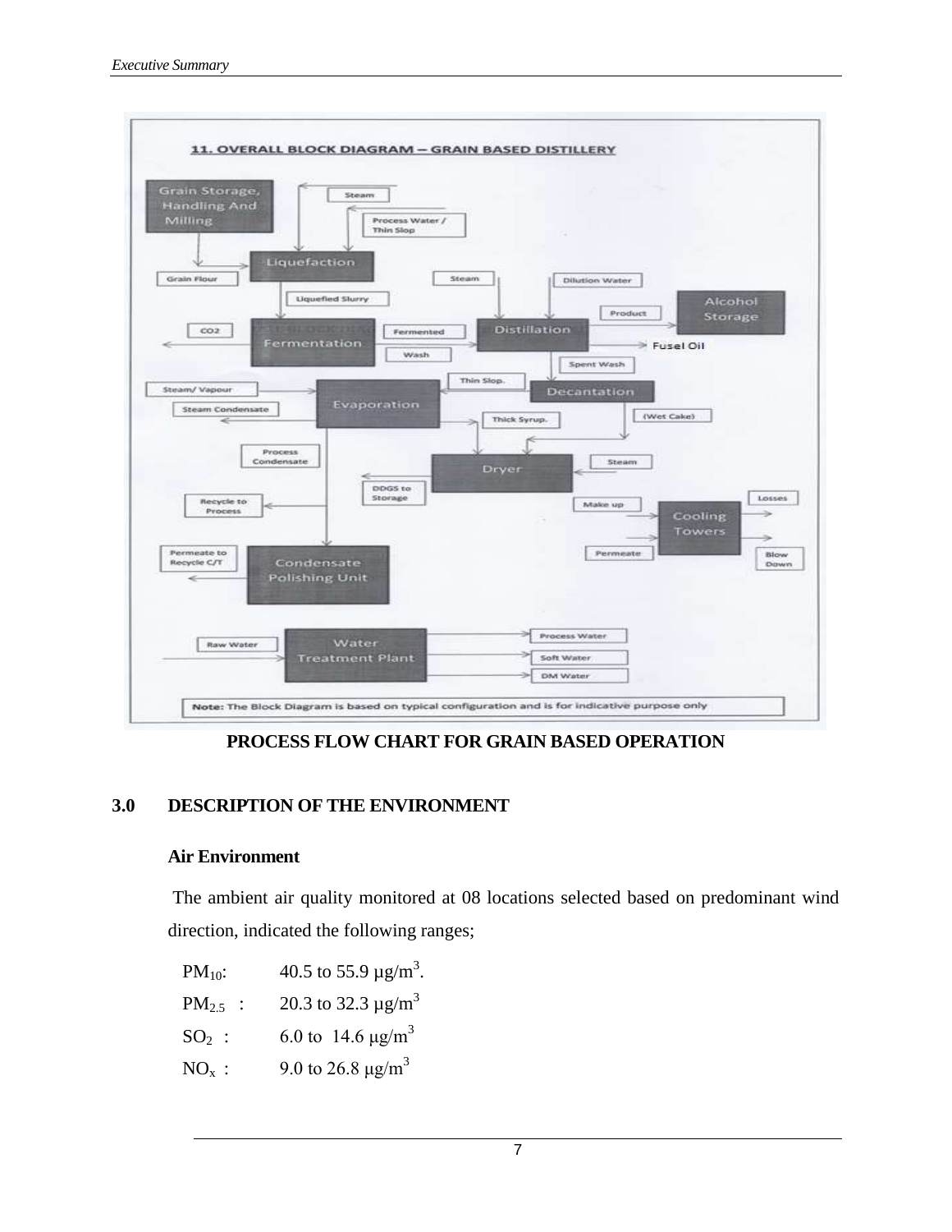**11. OVERALL BLOCK DIAGRAM – GRAIN BASED DISTILLERY**

Grain Storage, Handling And Milling; Steam; Process Water / Thin Slop; Liquefaction; Grain Flour; Liquefied Slurry; Steam; Dilution Water; Alcohol Storage; Product; CO2; Fermentation; Fermented Wash; Distillation; Fusel Oil; Spent Wash; Thin Slop.; Decantation; Steam/ Vapour; Evaporation; Steam Condensate; Thick Syrup.; (Wet Cake); Process Condensate; Dryer; Steam; DDGS to Storage; Recycle to Process; Make up; Cooling Towers; Losses; Permeate to Recycle C/T; Condensate Polishing Unit; Permeate; Blow Down; Raw Water; Water Treatment Plant; Process Water; Soft Water; DM Water

**Note:** The Block Diagram is based on typical configuration and is for indicative purpose only

**PROCESS FLOW CHART FOR GRAIN BASED OPERATION**

## 3.0 DESCRIPTION OF THE ENVIRONMENT

### Air Environment

The ambient air quality monitored at 08 locations selected based on predominant wind direction, indicated the following ranges;

$PM_{10}$: 40.5 to 55.9 µg/$m^3$.

$PM_{2.5}$ : 20.3 to 32.3 µg/$m^3$

$SO_2$ : 6.0 to 14.6 µg/$m^3$

$NO_x$ : 9.0 to 26.8 µg/$m^3$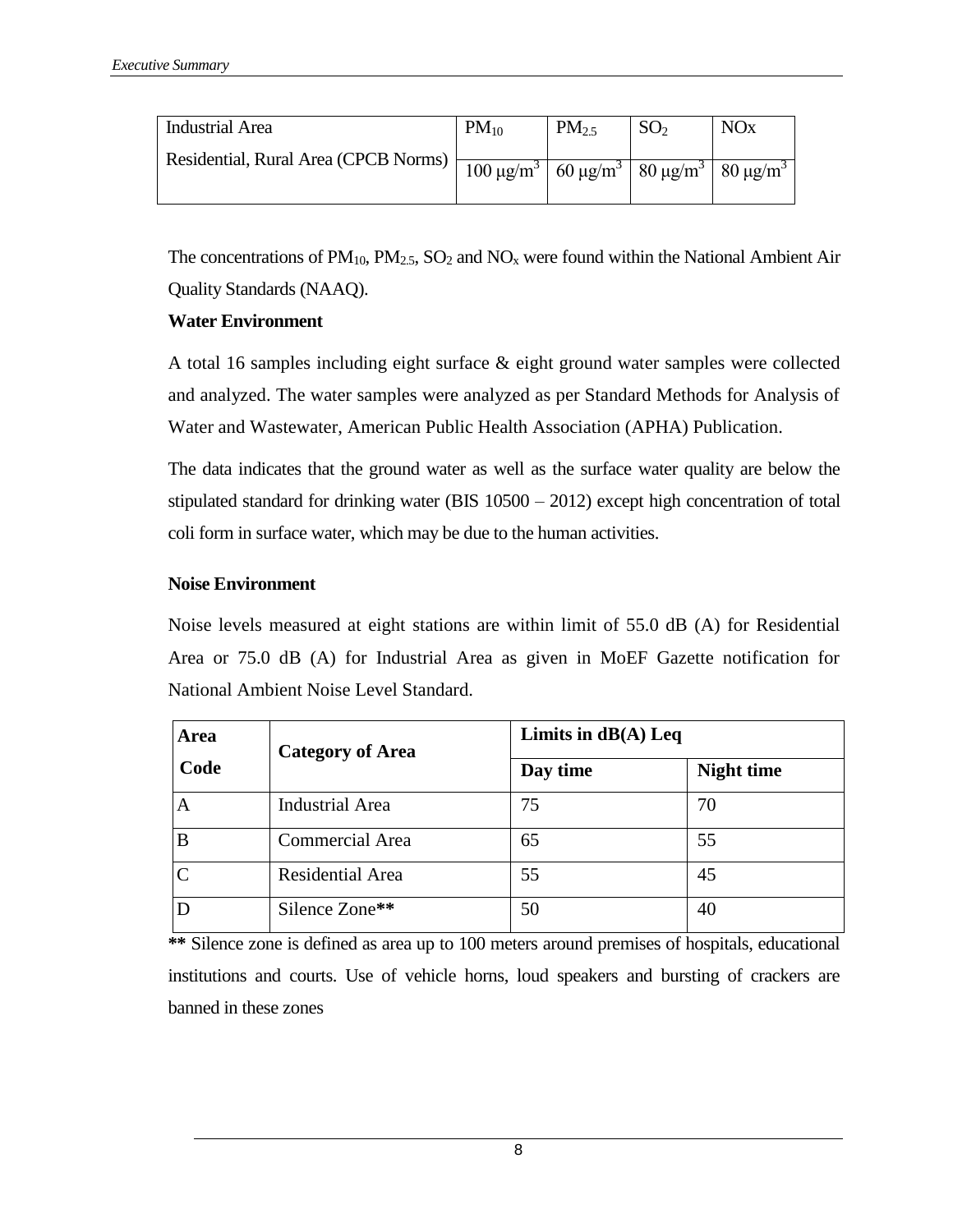| Industrial Area<br>Residential, Rural Area (CPCB Norms) | $PM_{10}$ | $PM_{2.5}$ | $SO_2$ | NOx |
|---|---|---|---|---|
| | 100 $\mu g/m^3$ | 60 $\mu g/m^3$ | 80 $\mu g/m^3$ | 80 $\mu g/m^3$ |

The concentrations of $PM_{10}$, $PM_{2.5}$, $SO_2$ and $NO_x$ were found within the National Ambient Air Quality Standards (NAAQ).

**Water Environment**

A total 16 samples including eight surface & eight ground water samples were collected and analyzed. The water samples were analyzed as per Standard Methods for Analysis of Water and Wastewater, American Public Health Association (APHA) Publication.

The data indicates that the ground water as well as the surface water quality are below the stipulated standard for drinking water (BIS 10500 – 2012) except high concentration of total coli form in surface water, which may be due to the human activities.

**Noise Environment**

Noise levels measured at eight stations are within limit of 55.0 dB (A) for Residential Area or 75.0 dB (A) for Industrial Area as given in MoEF Gazette notification for National Ambient Noise Level Standard.

| Area Code | Category of Area | Limits in dB(A) Leq | |
|---|---|---|---|
| | | Day time | Night time |
| A | Industrial Area | 75 | 70 |
| B | Commercial Area | 65 | 55 |
| C | Residential Area | 55 | 45 |
| D | Silence Zone** | 50 | 40 |

** Silence zone is defined as area up to 100 meters around premises of hospitals, educational institutions and courts. Use of vehicle horns, loud speakers and bursting of crackers are banned in these zones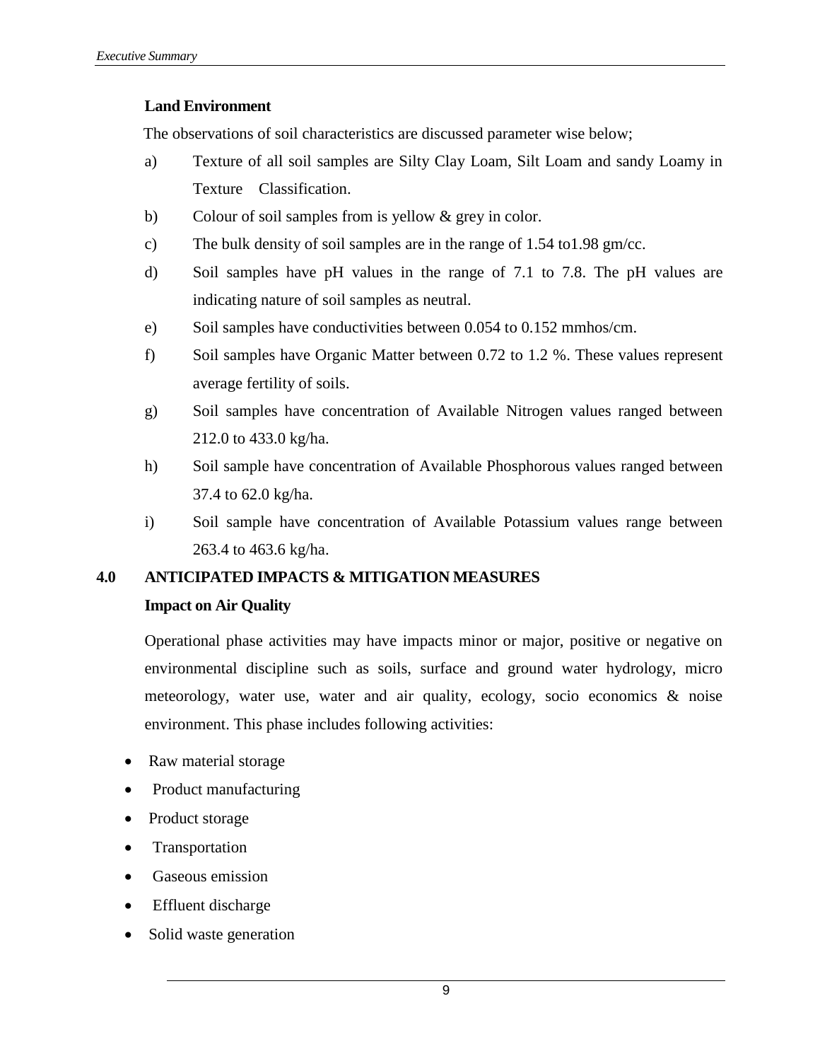**Land Environment**

The observations of soil characteristics are discussed parameter wise below;

a) Texture of all soil samples are Silty Clay Loam, Silt Loam and sandy Loamy in Texture Classification.

b) Colour of soil samples from is yellow & grey in color.

c) The bulk density of soil samples are in the range of 1.54 to1.98 gm/cc.

d) Soil samples have pH values in the range of 7.1 to 7.8. The pH values are indicating nature of soil samples as neutral.

e) Soil samples have conductivities between 0.054 to 0.152 mmhos/cm.

f) Soil samples have Organic Matter between 0.72 to 1.2 %. These values represent average fertility of soils.

g) Soil samples have concentration of Available Nitrogen values ranged between 212.0 to 433.0 kg/ha.

h) Soil sample have concentration of Available Phosphorous values ranged between 37.4 to 62.0 kg/ha.

i) Soil sample have concentration of Available Potassium values range between 263.4 to 463.6 kg/ha.

## 4.0 ANTICIPATED IMPACTS & MITIGATION MEASURES

**Impact on Air Quality**

Operational phase activities may have impacts minor or major, positive or negative on environmental discipline such as soils, surface and ground water hydrology, micro meteorology, water use, water and air quality, ecology, socio economics & noise environment. This phase includes following activities:

- Raw material storage
- Product manufacturing
- Product storage
- Transportation
- Gaseous emission
- Effluent discharge
- Solid waste generation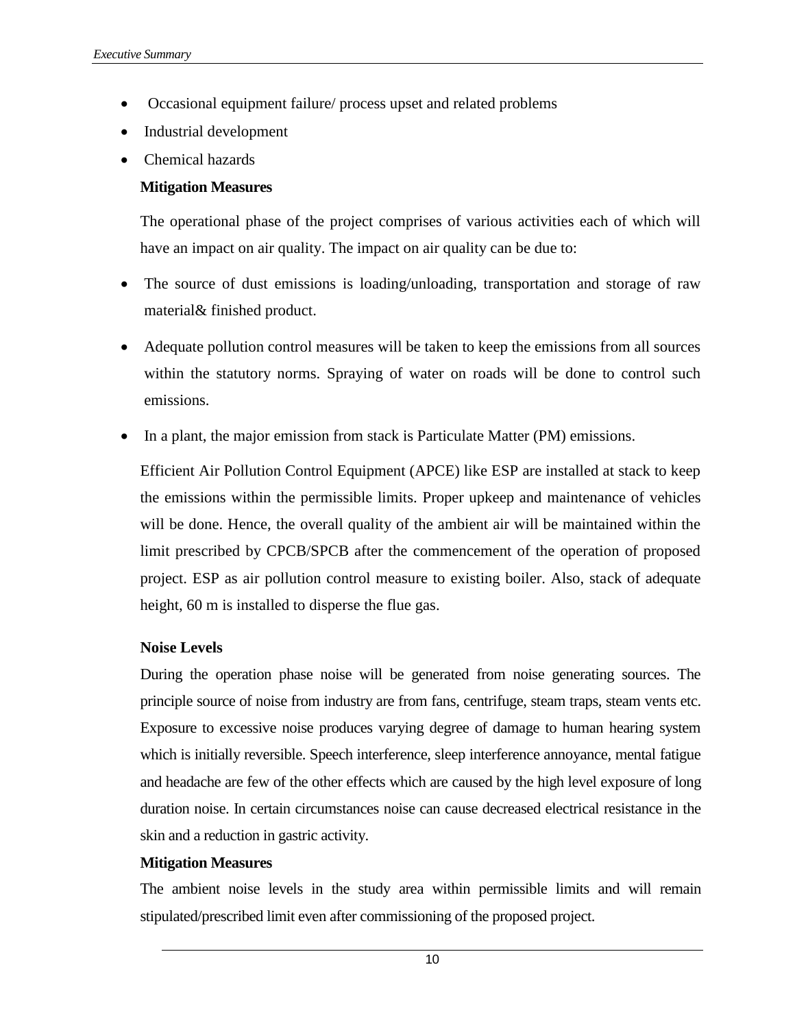- Occasional equipment failure/ process upset and related problems
- Industrial development
- Chemical hazards

**Mitigation Measures**

The operational phase of the project comprises of various activities each of which will have an impact on air quality. The impact on air quality can be due to:

- The source of dust emissions is loading/unloading, transportation and storage of raw material& finished product.
- Adequate pollution control measures will be taken to keep the emissions from all sources within the statutory norms. Spraying of water on roads will be done to control such emissions.
- In a plant, the major emission from stack is Particulate Matter (PM) emissions.

Efficient Air Pollution Control Equipment (APCE) like ESP are installed at stack to keep the emissions within the permissible limits. Proper upkeep and maintenance of vehicles will be done. Hence, the overall quality of the ambient air will be maintained within the limit prescribed by CPCB/SPCB after the commencement of the operation of proposed project. ESP as air pollution control measure to existing boiler. Also, stack of adequate height, 60 m is installed to disperse the flue gas.

**Noise Levels**

During the operation phase noise will be generated from noise generating sources. The principle source of noise from industry are from fans, centrifuge, steam traps, steam vents etc. Exposure to excessive noise produces varying degree of damage to human hearing system which is initially reversible. Speech interference, sleep interference annoyance, mental fatigue and headache are few of the other effects which are caused by the high level exposure of long duration noise. In certain circumstances noise can cause decreased electrical resistance in the skin and a reduction in gastric activity.

**Mitigation Measures**

The ambient noise levels in the study area within permissible limits and will remain stipulated/prescribed limit even after commissioning of the proposed project.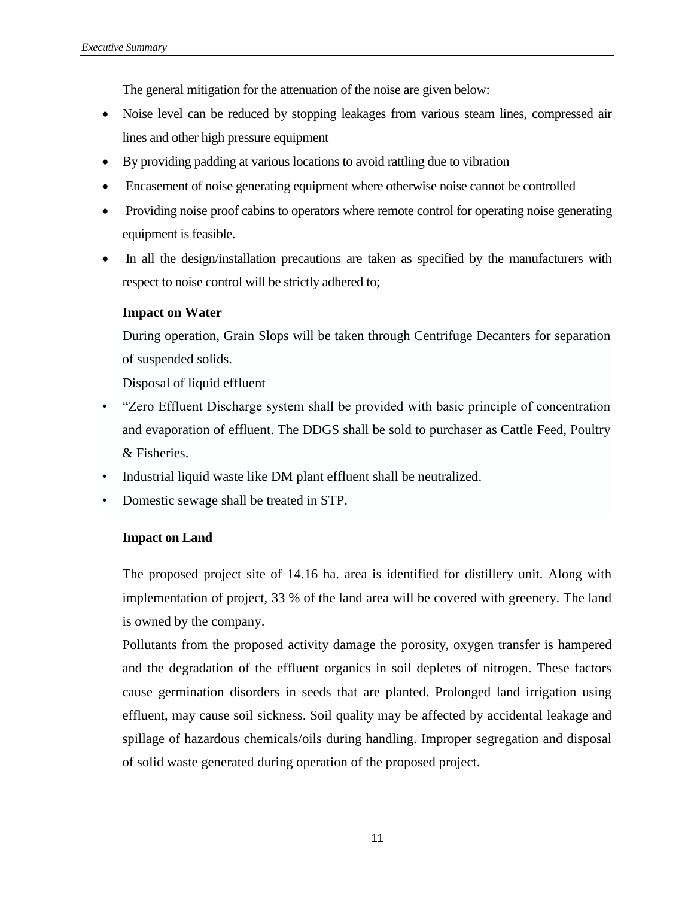The general mitigation for the attenuation of the noise are given below:

- Noise level can be reduced by stopping leakages from various steam lines, compressed air lines and other high pressure equipment
- By providing padding at various locations to avoid rattling due to vibration
- Encasement of noise generating equipment where otherwise noise cannot be controlled
- Providing noise proof cabins to operators where remote control for operating noise generating equipment is feasible.
- In all the design/installation precautions are taken as specified by the manufacturers with respect to noise control will be strictly adhered to;

**Impact on Water**

During operation, Grain Slops will be taken through Centrifuge Decanters for separation of suspended solids.

Disposal of liquid effluent

- "Zero Effluent Discharge system shall be provided with basic principle of concentration and evaporation of effluent. The DDGS shall be sold to purchaser as Cattle Feed, Poultry & Fisheries.
- Industrial liquid waste like DM plant effluent shall be neutralized.
- Domestic sewage shall be treated in STP.

**Impact on Land**

The proposed project site of 14.16 ha. area is identified for distillery unit. Along with implementation of project, 33 % of the land area will be covered with greenery. The land is owned by the company.

Pollutants from the proposed activity damage the porosity, oxygen transfer is hampered and the degradation of the effluent organics in soil depletes of nitrogen. These factors cause germination disorders in seeds that are planted. Prolonged land irrigation using effluent, may cause soil sickness. Soil quality may be affected by accidental leakage and spillage of hazardous chemicals/oils during handling. Improper segregation and disposal of solid waste generated during operation of the proposed project.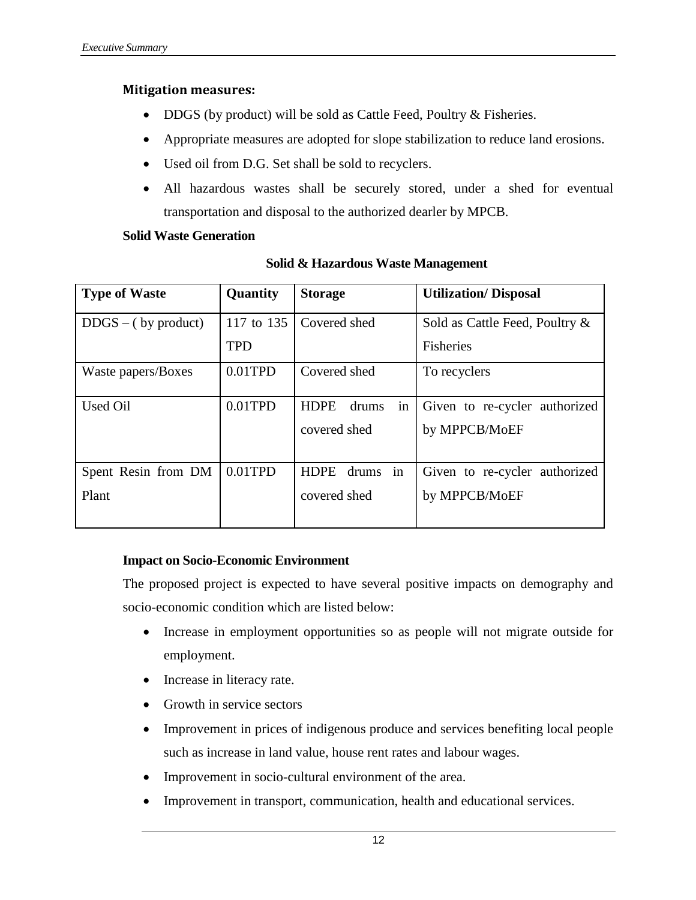**Mitigation measures:**

- DDGS (by product) will be sold as Cattle Feed, Poultry & Fisheries.
- Appropriate measures are adopted for slope stabilization to reduce land erosions.
- Used oil from D.G. Set shall be sold to recyclers.
- All hazardous wastes shall be securely stored, under a shed for eventual transportation and disposal to the authorized dearler by MPCB.

**Solid Waste Generation**

**Solid & Hazardous Waste Management**

| Type of Waste | Quantity | Storage | Utilization/ Disposal |
|---|---|---|---|
| DDGS – ( by product) | 117 to 135 TPD | Covered shed | Sold as Cattle Feed, Poultry & Fisheries |
| Waste papers/Boxes | 0.01TPD | Covered shed | To recyclers |
| Used Oil | 0.01TPD | HDPE drums in covered shed | Given to re-cycler authorized by MPPCB/MoEF |
| Spent Resin from DM Plant | 0.01TPD | HDPE drums in covered shed | Given to re-cycler authorized by MPPCB/MoEF |

**Impact on Socio-Economic Environment**

The proposed project is expected to have several positive impacts on demography and socio-economic condition which are listed below:

- Increase in employment opportunities so as people will not migrate outside for employment.
- Increase in literacy rate.
- Growth in service sectors
- Improvement in prices of indigenous produce and services benefiting local people such as increase in land value, house rent rates and labour wages.
- Improvement in socio-cultural environment of the area.
- Improvement in transport, communication, health and educational services.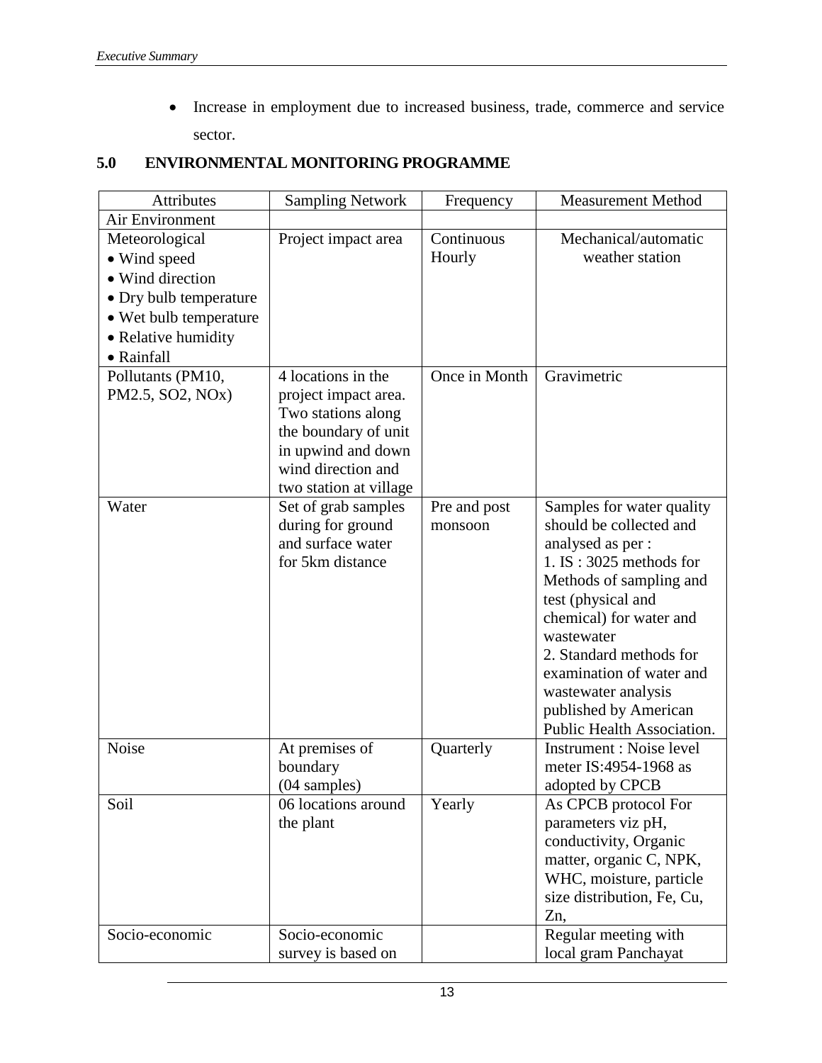- Increase in employment due to increased business, trade, commerce and service sector.

## 5.0 ENVIRONMENTAL MONITORING PROGRAMME

| Attributes | Sampling Network | Frequency | Measurement Method |
|---|---|---|---|
| Air Environment | | | |
| Meteorological<br>• Wind speed<br>• Wind direction<br>• Dry bulb temperature<br>• Wet bulb temperature<br>• Relative humidity<br>• Rainfall | Project impact area | Continuous Hourly | Mechanical/automatic weather station |
| Pollutants ($PM_{10}$, $PM_{2.5}$, $SO_2$, $NO_x$) | 4 locations in the project impact area. Two stations along the boundary of unit in upwind and down wind direction and two station at village | Once in Month | Gravimetric |
| Water | Set of grab samples during for ground and surface water for 5km distance | Pre and post monsoon | Samples for water quality should be collected and analysed as per :<br>1. IS : 3025 methods for Methods of sampling and test (physical and chemical) for water and wastewater<br>2. Standard methods for examination of water and wastewater analysis published by American Public Health Association. |
| Noise | At premises of boundary (04 samples) | Quarterly | Instrument : Noise level meter IS:4954-1968 as adopted by CPCB |
| Soil | 06 locations around the plant | Yearly | As CPCB protocol For parameters viz pH, conductivity, Organic matter, organic C, NPK, WHC, moisture, particle size distribution, Fe, Cu, Zn, |
| Socio-economic | Socio-economic survey is based on | | Regular meeting with local gram Panchayat |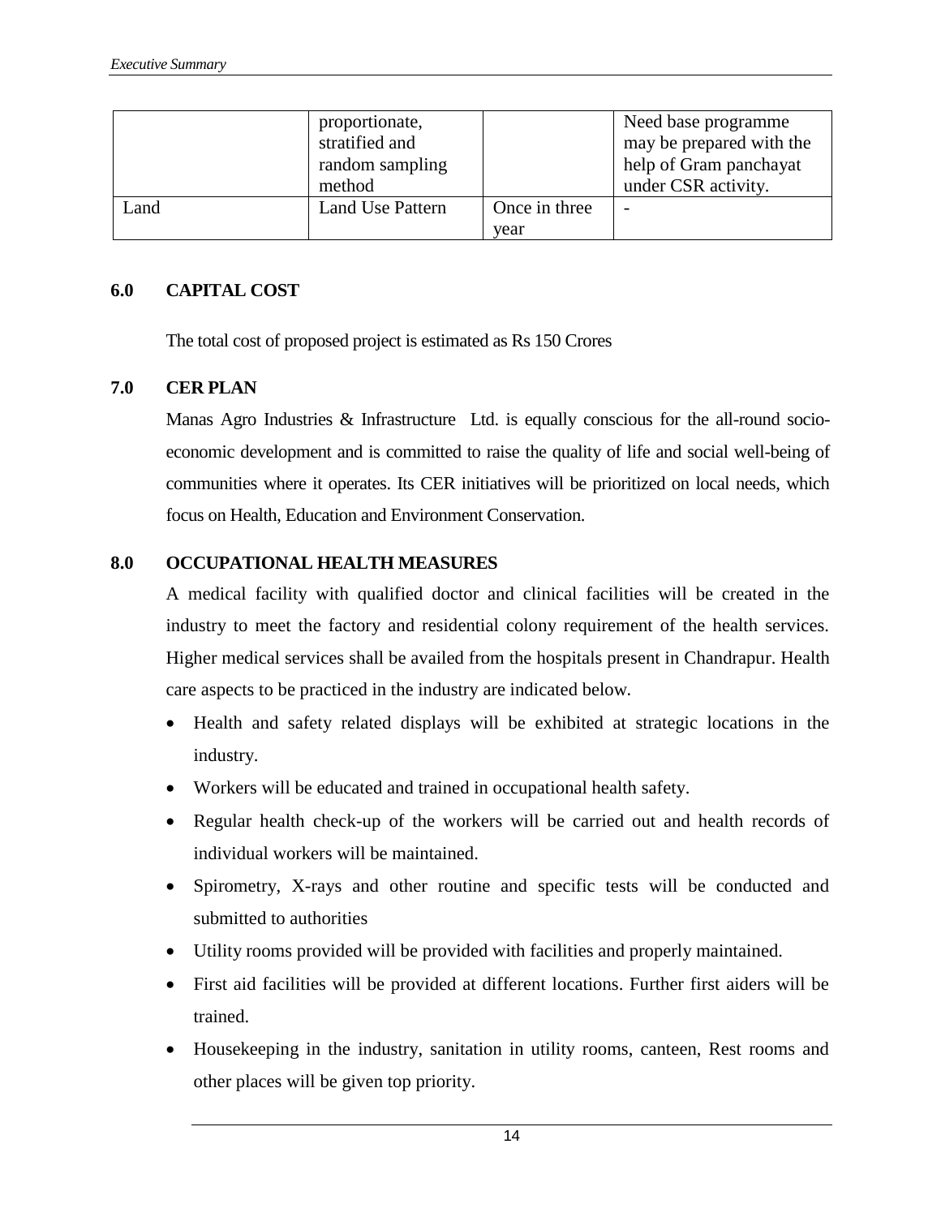|  | proportionate, stratified and random sampling method |  | Need base programme may be prepared with the help of Gram panchayat under CSR activity. |
|---|---|---|---|
| Land | Land Use Pattern | Once in three year | - |

## 6.0 CAPITAL COST

The total cost of proposed project is estimated as Rs 150 Crores

## 7.0 CER PLAN

Manas Agro Industries & Infrastructure Ltd. is equally conscious for the all-round socio-economic development and is committed to raise the quality of life and social well-being of communities where it operates. Its CER initiatives will be prioritized on local needs, which focus on Health, Education and Environment Conservation.

## 8.0 OCCUPATIONAL HEALTH MEASURES

A medical facility with qualified doctor and clinical facilities will be created in the industry to meet the factory and residential colony requirement of the health services. Higher medical services shall be availed from the hospitals present in Chandrapur. Health care aspects to be practiced in the industry are indicated below.

- Health and safety related displays will be exhibited at strategic locations in the industry.
- Workers will be educated and trained in occupational health safety.
- Regular health check-up of the workers will be carried out and health records of individual workers will be maintained.
- Spirometry, X-rays and other routine and specific tests will be conducted and submitted to authorities
- Utility rooms provided will be provided with facilities and properly maintained.
- First aid facilities will be provided at different locations. Further first aiders will be trained.
- Housekeeping in the industry, sanitation in utility rooms, canteen, Rest rooms and other places will be given top priority.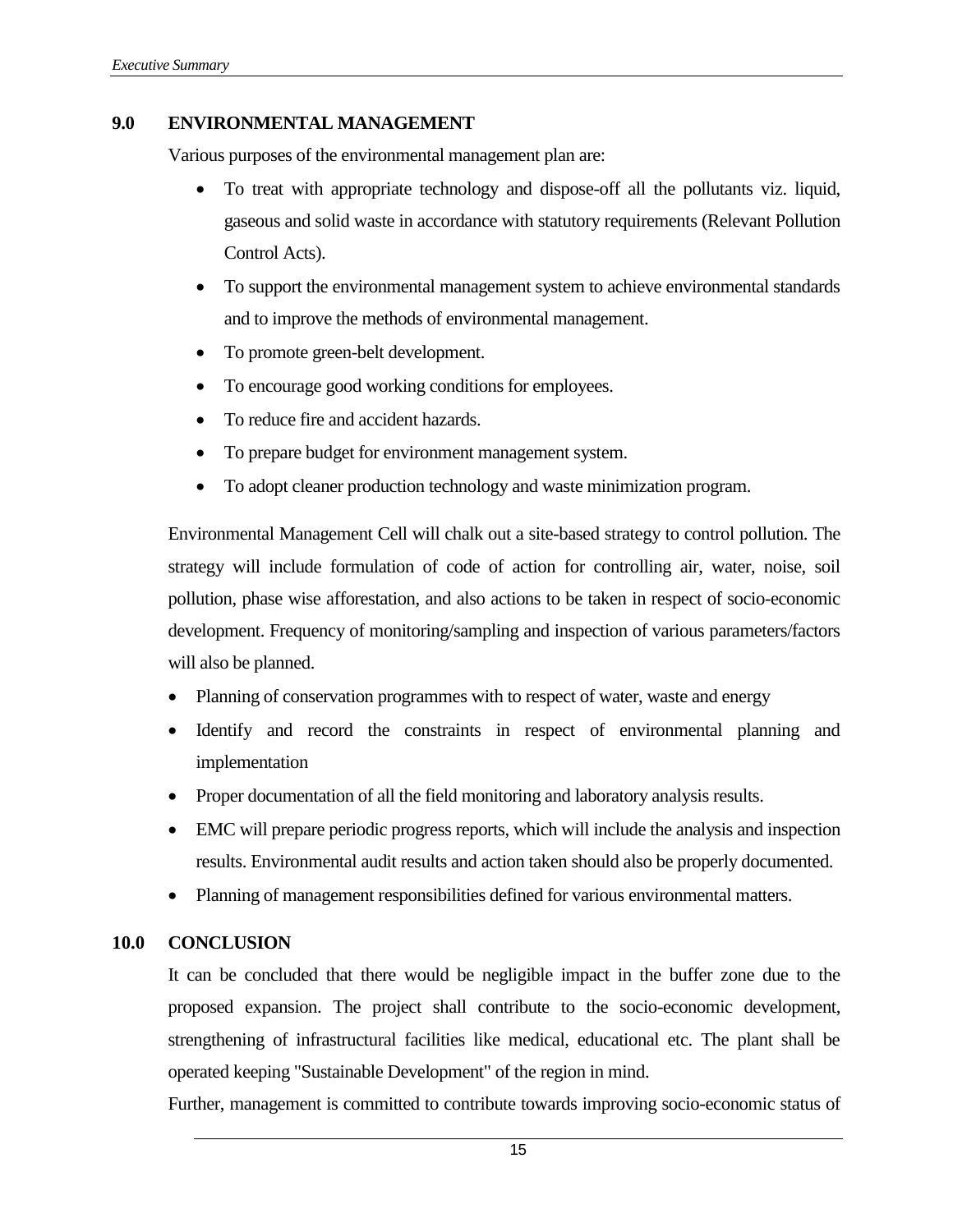## 9.0 ENVIRONMENTAL MANAGEMENT

Various purposes of the environmental management plan are:

- To treat with appropriate technology and dispose-off all the pollutants viz. liquid, gaseous and solid waste in accordance with statutory requirements (Relevant Pollution Control Acts).
- To support the environmental management system to achieve environmental standards and to improve the methods of environmental management.
- To promote green-belt development.
- To encourage good working conditions for employees.
- To reduce fire and accident hazards.
- To prepare budget for environment management system.
- To adopt cleaner production technology and waste minimization program.

Environmental Management Cell will chalk out a site-based strategy to control pollution. The strategy will include formulation of code of action for controlling air, water, noise, soil pollution, phase wise afforestation, and also actions to be taken in respect of socio-economic development. Frequency of monitoring/sampling and inspection of various parameters/factors will also be planned.

- Planning of conservation programmes with to respect of water, waste and energy
- Identify and record the constraints in respect of environmental planning and implementation
- Proper documentation of all the field monitoring and laboratory analysis results.
- EMC will prepare periodic progress reports, which will include the analysis and inspection results. Environmental audit results and action taken should also be properly documented.
- Planning of management responsibilities defined for various environmental matters.

## 10.0 CONCLUSION

It can be concluded that there would be negligible impact in the buffer zone due to the proposed expansion. The project shall contribute to the socio-economic development, strengthening of infrastructural facilities like medical, educational etc. The plant shall be operated keeping "Sustainable Development" of the region in mind.

Further, management is committed to contribute towards improving socio-economic status of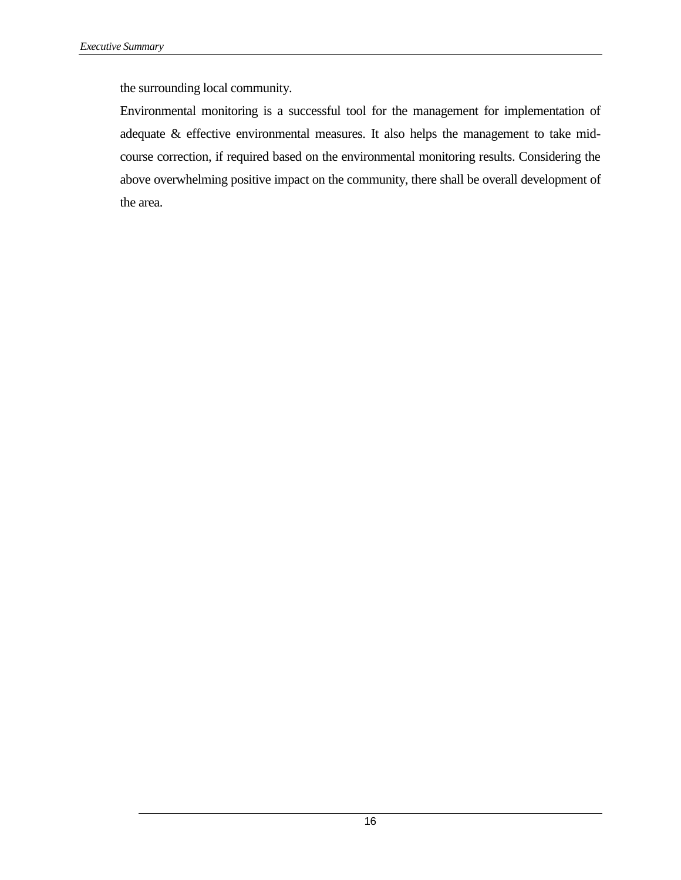the surrounding local community.

Environmental monitoring is a successful tool for the management for implementation of adequate & effective environmental measures. It also helps the management to take mid-course correction, if required based on the environmental monitoring results. Considering the above overwhelming positive impact on the community, there shall be overall development of the area.